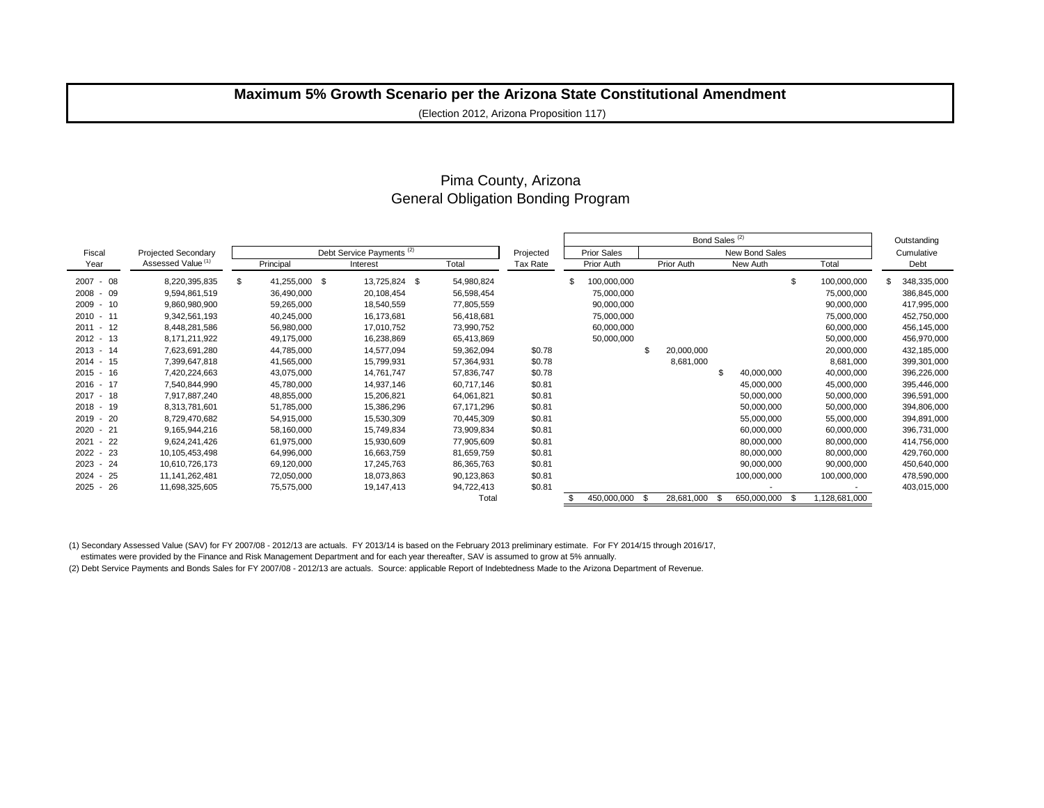## Maximum 5% Growth Scenario per the Arizona State Constitutional Amendment

(Election 2012, Arizona Proposition 117)

# Pima County, Arizona
## General Obligation Bonding Program

| Fiscal Year | Projected Secondary Assessed Value [1] | Debt Service Payments [2] | | | Projected Tax Rate | Bond Sales [2] | | | | Outstanding Cumulative Debt |
|---|---|---|---|---|---|---|---|---|---|---|
| | | | | | | Prior Sales | New Bond Sales | | | |
| | | Principal | Interest | Total | | Prior Auth | Prior Auth | New Auth | Total | |
| 2007 - 08 | 8,220,395,835 | $ 41,255,000 | $ 13,725,824 | $ 54,980,824 | | $ 100,000,000 | | | $ 100,000,000 | $ 348,335,000 |
| 2008 - 09 | 9,594,861,519 | 36,490,000 | 20,108,454 | 56,598,454 | | 75,000,000 | | | 75,000,000 | 386,845,000 |
| 2009 - 10 | 9,860,980,900 | 59,265,000 | 18,540,559 | 77,805,559 | | 90,000,000 | | | 90,000,000 | 417,995,000 |
| 2010 - 11 | 9,342,561,193 | 40,245,000 | 16,173,681 | 56,418,681 | | 75,000,000 | | | 75,000,000 | 452,750,000 |
| 2011 - 12 | 8,448,281,586 | 56,980,000 | 17,010,752 | 73,990,752 | | 60,000,000 | | | 60,000,000 | 456,145,000 |
| 2012 - 13 | 8,171,211,922 | 49,175,000 | 16,238,869 | 65,413,869 | | 50,000,000 | | | 50,000,000 | 456,970,000 |
| 2013 - 14 | 7,623,691,280 | 44,785,000 | 14,577,094 | 59,362,094 | $0.78 | | $ 20,000,000 | | 20,000,000 | 432,185,000 |
| 2014 - 15 | 7,399,647,818 | 41,565,000 | 15,799,931 | 57,364,931 | $0.78 | | 8,681,000 | | 8,681,000 | 399,301,000 |
| 2015 - 16 | 7,420,224,663 | 43,075,000 | 14,761,747 | 57,836,747 | $0.78 | | | $ 40,000,000 | 40,000,000 | 396,226,000 |
| 2016 - 17 | 7,540,844,990 | 45,780,000 | 14,937,146 | 60,717,146 | $0.81 | | | 45,000,000 | 45,000,000 | 395,446,000 |
| 2017 - 18 | 7,917,887,240 | 48,855,000 | 15,206,821 | 64,061,821 | $0.81 | | | 50,000,000 | 50,000,000 | 396,591,000 |
| 2018 - 19 | 8,313,781,601 | 51,785,000 | 15,386,296 | 67,171,296 | $0.81 | | | 50,000,000 | 50,000,000 | 394,806,000 |
| 2019 - 20 | 8,729,470,682 | 54,915,000 | 15,530,309 | 70,445,309 | $0.81 | | | 55,000,000 | 55,000,000 | 394,891,000 |
| 2020 - 21 | 9,165,944,216 | 58,160,000 | 15,749,834 | 73,909,834 | $0.81 | | | 60,000,000 | 60,000,000 | 396,731,000 |
| 2021 - 22 | 9,624,241,426 | 61,975,000 | 15,930,609 | 77,905,609 | $0.81 | | | 80,000,000 | 80,000,000 | 414,756,000 |
| 2022 - 23 | 10,105,453,498 | 64,996,000 | 16,663,759 | 81,659,759 | $0.81 | | | 80,000,000 | 80,000,000 | 429,760,000 |
| 2023 - 24 | 10,610,726,173 | 69,120,000 | 17,245,763 | 86,365,763 | $0.81 | | | 90,000,000 | 90,000,000 | 450,640,000 |
| 2024 - 25 | 11,141,262,481 | 72,050,000 | 18,073,863 | 90,123,863 | $0.81 | | | 100,000,000 | 100,000,000 | 478,590,000 |
| 2025 - 26 | 11,698,325,605 | 75,575,000 | 19,147,413 | 94,722,413 | $0.81 | | | - | - | 403,015,000 |
| | | | | Total | | $ 450,000,000 | $ 28,681,000 | $ 650,000,000 | $ 1,128,681,000 | |

(1) Secondary Assessed Value (SAV) for FY 2007/08 - 2012/13 are actuals. FY 2013/14 is based on the February 2013 preliminary estimate. For FY 2014/15 through 2016/17, estimates were provided by the Finance and Risk Management Department and for each year thereafter, SAV is assumed to grow at 5% annually.

(2) Debt Service Payments and Bonds Sales for FY 2007/08 - 2012/13 are actuals. Source: applicable Report of Indebtedness Made to the Arizona Department of Revenue.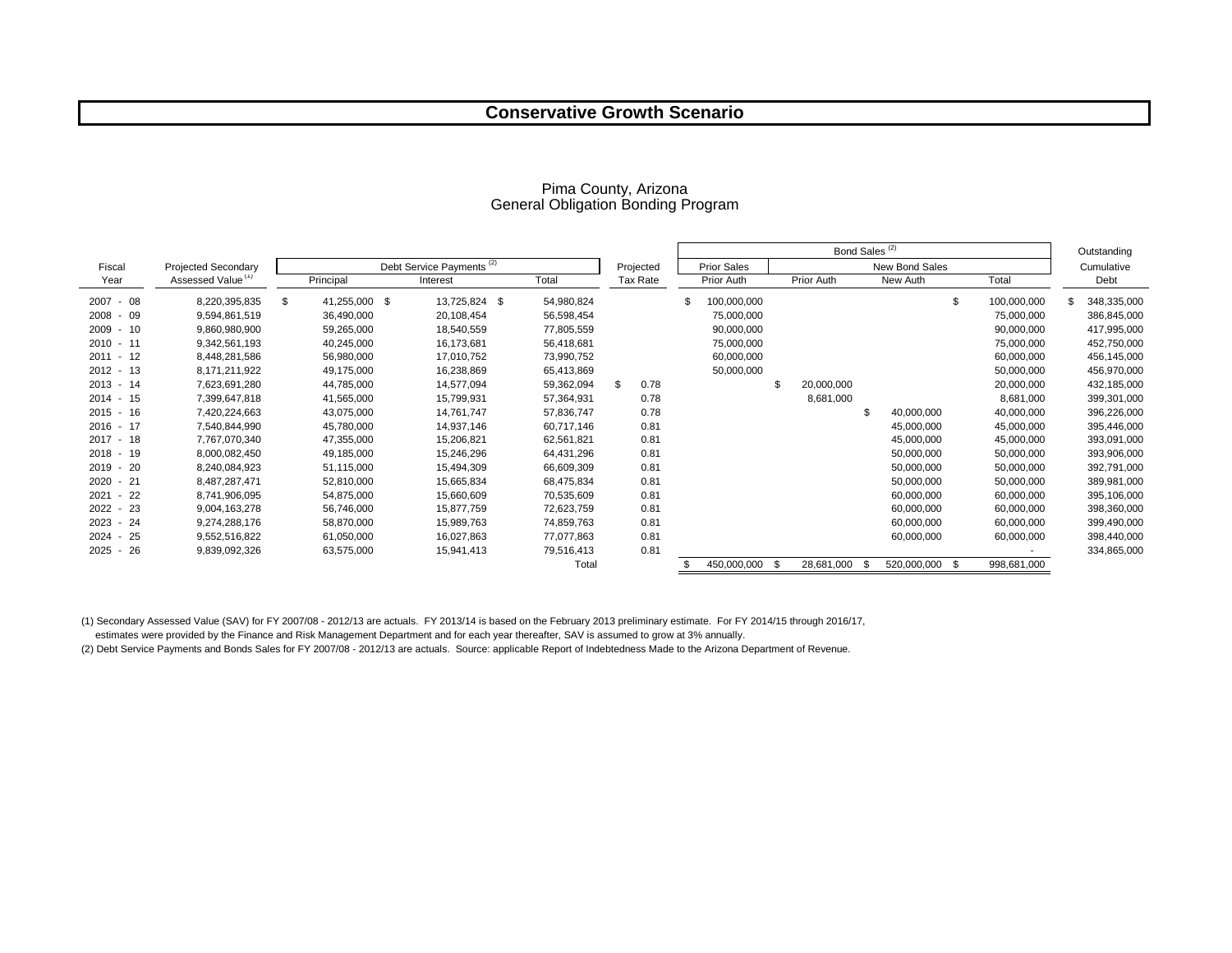# Conservative Growth Scenario

Pima County, Arizona
General Obligation Bonding Program

| Fiscal Year | Projected Secondary Assessed Value [1] | Debt Service Payments [2] | | | Projected Tax Rate | Bond Sales [2] | | | | Outstanding Cumulative Debt |
|---|---|---|---|---|---|---|---|---|---|---|
| | | | | | | Prior Sales | New Bond Sales | | | |
| | | Principal | Interest | Total | | Prior Auth | Prior Auth | New Auth | Total | |
| 2007 - 08 | 8,220,395,835 | $ 41,255,000 | $ 13,725,824 | $ 54,980,824 | | $ 100,000,000 | | | $ 100,000,000 | $ 348,335,000 |
| 2008 - 09 | 9,594,861,519 | 36,490,000 | 20,108,454 | 56,598,454 | | 75,000,000 | | | 75,000,000 | 386,845,000 |
| 2009 - 10 | 9,860,980,900 | 59,265,000 | 18,540,559 | 77,805,559 | | 90,000,000 | | | 90,000,000 | 417,995,000 |
| 2010 - 11 | 9,342,561,193 | 40,245,000 | 16,173,681 | 56,418,681 | | 75,000,000 | | | 75,000,000 | 452,750,000 |
| 2011 - 12 | 8,448,281,586 | 56,980,000 | 17,010,752 | 73,990,752 | | 60,000,000 | | | 60,000,000 | 456,145,000 |
| 2012 - 13 | 8,171,211,922 | 49,175,000 | 16,238,869 | 65,413,869 | | 50,000,000 | | | 50,000,000 | 456,970,000 |
| 2013 - 14 | 7,623,691,280 | 44,785,000 | 14,577,094 | 59,362,094 | $ 0.78 | | $ 20,000,000 | | 20,000,000 | 432,185,000 |
| 2014 - 15 | 7,399,647,818 | 41,565,000 | 15,799,931 | 57,364,931 | 0.78 | | 8,681,000 | | 8,681,000 | 399,301,000 |
| 2015 - 16 | 7,420,224,663 | 43,075,000 | 14,761,747 | 57,836,747 | 0.78 | | | $ 40,000,000 | 40,000,000 | 396,226,000 |
| 2016 - 17 | 7,540,844,990 | 45,780,000 | 14,937,146 | 60,717,146 | 0.81 | | | 45,000,000 | 45,000,000 | 395,446,000 |
| 2017 - 18 | 7,767,070,340 | 47,355,000 | 15,206,821 | 62,561,821 | 0.81 | | | 45,000,000 | 45,000,000 | 393,091,000 |
| 2018 - 19 | 8,000,082,450 | 49,185,000 | 15,246,296 | 64,431,296 | 0.81 | | | 50,000,000 | 50,000,000 | 393,906,000 |
| 2019 - 20 | 8,240,084,923 | 51,115,000 | 15,494,309 | 66,609,309 | 0.81 | | | 50,000,000 | 50,000,000 | 392,791,000 |
| 2020 - 21 | 8,487,287,471 | 52,810,000 | 15,665,834 | 68,475,834 | 0.81 | | | 50,000,000 | 50,000,000 | 389,981,000 |
| 2021 - 22 | 8,741,906,095 | 54,875,000 | 15,660,609 | 70,535,609 | 0.81 | | | 60,000,000 | 60,000,000 | 395,106,000 |
| 2022 - 23 | 9,004,163,278 | 56,746,000 | 15,877,759 | 72,623,759 | 0.81 | | | 60,000,000 | 60,000,000 | 398,360,000 |
| 2023 - 24 | 9,274,288,176 | 58,870,000 | 15,989,763 | 74,859,763 | 0.81 | | | 60,000,000 | 60,000,000 | 399,490,000 |
| 2024 - 25 | 9,552,516,822 | 61,050,000 | 16,027,863 | 77,077,863 | 0.81 | | | 60,000,000 | 60,000,000 | 398,440,000 |
| 2025 - 26 | 9,839,092,326 | 63,575,000 | 15,941,413 | 79,516,413 | 0.81 | | | | - | 334,865,000 |
| | | | | Total | | $ 450,000,000 | $ 28,681,000 | $ 520,000,000 | $ 998,681,000 | |

(1) Secondary Assessed Value (SAV) for FY 2007/08 - 2012/13 are actuals. FY 2013/14 is based on the February 2013 preliminary estimate. For FY 2014/15 through 2016/17, estimates were provided by the Finance and Risk Management Department and for each year thereafter, SAV is assumed to grow at 3% annually.

(2) Debt Service Payments and Bonds Sales for FY 2007/08 - 2012/13 are actuals. Source: applicable Report of Indebtedness Made to the Arizona Department of Revenue.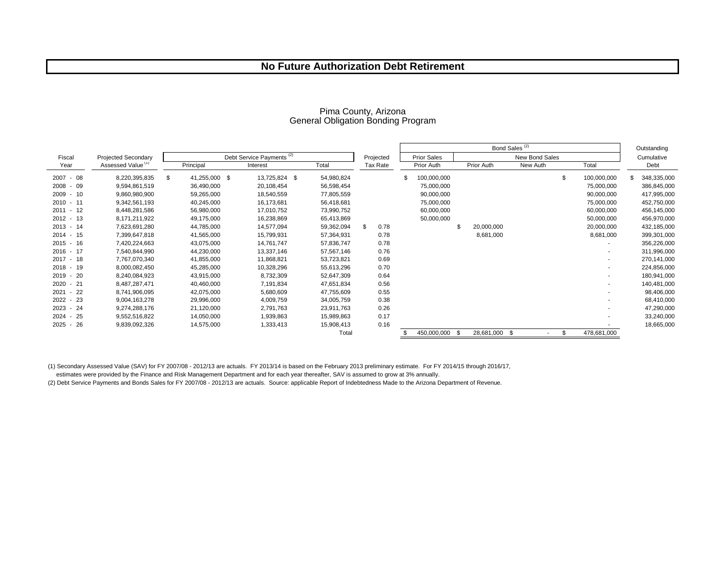# No Future Authorization Debt Retirement

Pima County, Arizona
General Obligation Bonding Program

| Fiscal Year | Projected Secondary Assessed Value [1] | Debt Service Payments [2] | | | Projected Tax Rate | Bond Sales [2] | | | | Outstanding Cumulative Debt |
|---|---|---|---|---|---|---|---|---|---|---|
| | | Principal | Interest | Total | | Prior Sales Prior Auth | New Bond Sales Prior Auth | New Bond Sales New Auth | Total | |
| 2007 - 08 | 8,220,395,835 | $ 41,255,000 | $ 13,725,824 | $ 54,980,824 | | $ 100,000,000 | | | $ 100,000,000 | $ 348,335,000 |
| 2008 - 09 | 9,594,861,519 | 36,490,000 | 20,108,454 | 56,598,454 | | 75,000,000 | | | 75,000,000 | 386,845,000 |
| 2009 - 10 | 9,860,980,900 | 59,265,000 | 18,540,559 | 77,805,559 | | 90,000,000 | | | 90,000,000 | 417,995,000 |
| 2010 - 11 | 9,342,561,193 | 40,245,000 | 16,173,681 | 56,418,681 | | 75,000,000 | | | 75,000,000 | 452,750,000 |
| 2011 - 12 | 8,448,281,586 | 56,980,000 | 17,010,752 | 73,990,752 | | 60,000,000 | | | 60,000,000 | 456,145,000 |
| 2012 - 13 | 8,171,211,922 | 49,175,000 | 16,238,869 | 65,413,869 | | 50,000,000 | | | 50,000,000 | 456,970,000 |
| 2013 - 14 | 7,623,691,280 | 44,785,000 | 14,577,094 | 59,362,094 | $ 0.78 | | $ 20,000,000 | | 20,000,000 | 432,185,000 |
| 2014 - 15 | 7,399,647,818 | 41,565,000 | 15,799,931 | 57,364,931 | 0.78 | | 8,681,000 | | 8,681,000 | 399,301,000 |
| 2015 - 16 | 7,420,224,663 | 43,075,000 | 14,761,747 | 57,836,747 | 0.78 | | | | - | 356,226,000 |
| 2016 - 17 | 7,540,844,990 | 44,230,000 | 13,337,146 | 57,567,146 | 0.76 | | | | - | 311,996,000 |
| 2017 - 18 | 7,767,070,340 | 41,855,000 | 11,868,821 | 53,723,821 | 0.69 | | | | - | 270,141,000 |
| 2018 - 19 | 8,000,082,450 | 45,285,000 | 10,328,296 | 55,613,296 | 0.70 | | | | - | 224,856,000 |
| 2019 - 20 | 8,240,084,923 | 43,915,000 | 8,732,309 | 52,647,309 | 0.64 | | | | - | 180,941,000 |
| 2020 - 21 | 8,487,287,471 | 40,460,000 | 7,191,834 | 47,651,834 | 0.56 | | | | - | 140,481,000 |
| 2021 - 22 | 8,741,906,095 | 42,075,000 | 5,680,609 | 47,755,609 | 0.55 | | | | - | 98,406,000 |
| 2022 - 23 | 9,004,163,278 | 29,996,000 | 4,009,759 | 34,005,759 | 0.38 | | | | - | 68,410,000 |
| 2023 - 24 | 9,274,288,176 | 21,120,000 | 2,791,763 | 23,911,763 | 0.26 | | | | - | 47,290,000 |
| 2024 - 25 | 9,552,516,822 | 14,050,000 | 1,939,863 | 15,989,863 | 0.17 | | | | - | 33,240,000 |
| 2025 - 26 | 9,839,092,326 | 14,575,000 | 1,333,413 | 15,908,413 | 0.16 | | | | - | 18,665,000 |
| | | | | Total | | $ 450,000,000 | $ 28,681,000 | $ - | $ 478,681,000 | |

(1) Secondary Assessed Value (SAV) for FY 2007/08 - 2012/13 are actuals. FY 2013/14 is based on the February 2013 preliminary estimate. For FY 2014/15 through 2016/17, estimates were provided by the Finance and Risk Management Department and for each year thereafter, SAV is assumed to grow at 3% annually.

(2) Debt Service Payments and Bonds Sales for FY 2007/08 - 2012/13 are actuals. Source: applicable Report of Indebtedness Made to the Arizona Department of Revenue.